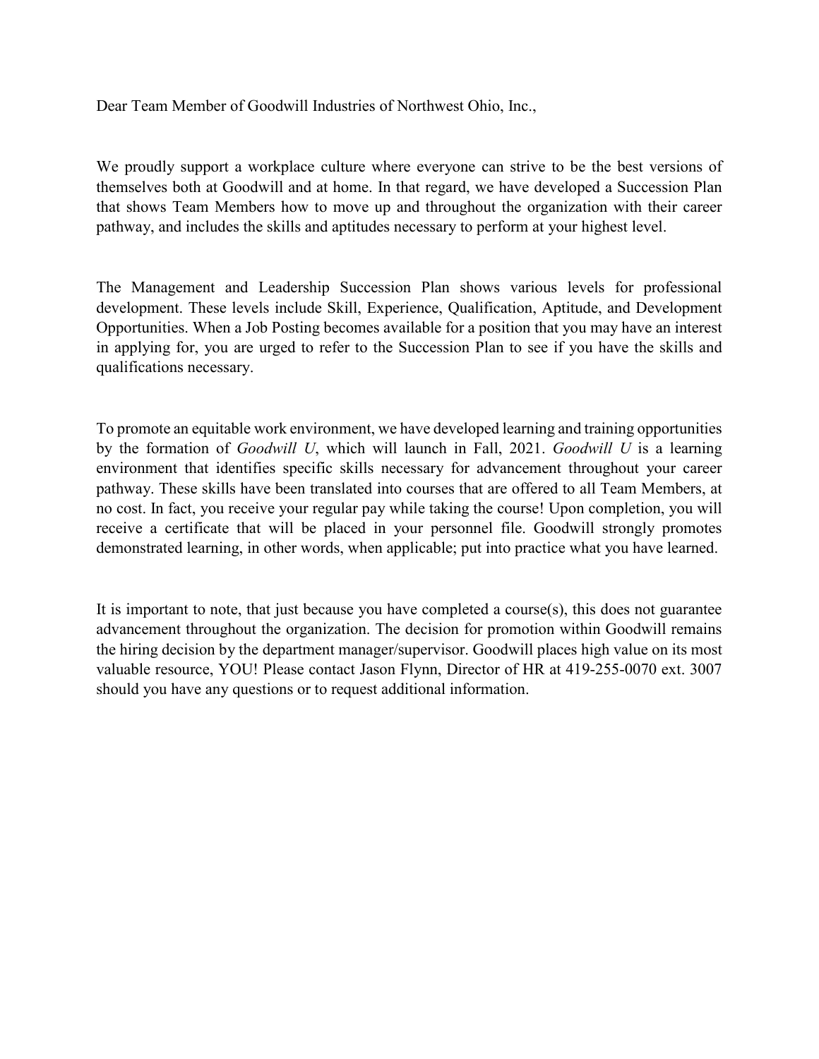Dear Team Member of Goodwill Industries of Northwest Ohio, Inc.,

We proudly support a workplace culture where everyone can strive to be the best versions of themselves both at Goodwill and at home. In that regard, we have developed a Succession Plan that shows Team Members how to move up and throughout the organization with their career pathway, and includes the skills and aptitudes necessary to perform at your highest level.

The Management and Leadership Succession Plan shows various levels for professional development. These levels include Skill, Experience, Qualification, Aptitude, and Development Opportunities. When a Job Posting becomes available for a position that you may have an interest in applying for, you are urged to refer to the Succession Plan to see if you have the skills and qualifications necessary.

To promote an equitable work environment, we have developed learning and training opportunities by the formation of *Goodwill U*, which will launch in Fall, 2021. *Goodwill U* is a learning environment that identifies specific skills necessary for advancement throughout your career pathway. These skills have been translated into courses that are offered to all Team Members, at no cost. In fact, you receive your regular pay while taking the course! Upon completion, you will receive a certificate that will be placed in your personnel file. Goodwill strongly promotes demonstrated learning, in other words, when applicable; put into practice what you have learned.

It is important to note, that just because you have completed a course(s), this does not guarantee advancement throughout the organization. The decision for promotion within Goodwill remains the hiring decision by the department manager/supervisor. Goodwill places high value on its most valuable resource, YOU! Please contact Jason Flynn, Director of HR at 419-255-0070 ext. 3007 should you have any questions or to request additional information.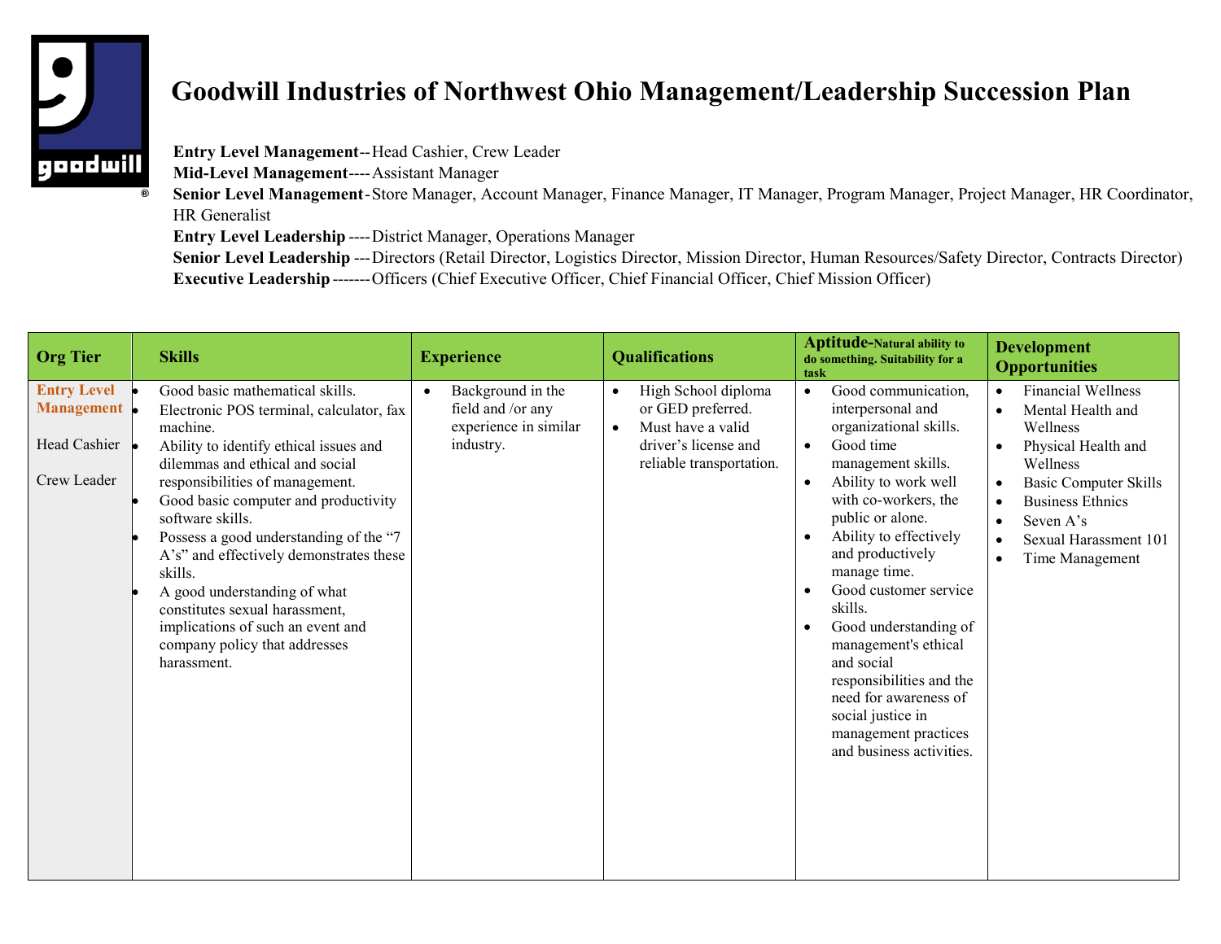# Goodwill Industries of Northwest Ohio Management/Leadership Succession Plan

**Entry Level Management**--Head Cashier, Crew Leader
**Mid-Level Management**----Assistant Manager
**Senior Level Management**-Store Manager, Account Manager, Finance Manager, IT Manager, Program Manager, Project Manager, HR Coordinator, HR Generalist
**Entry Level Leadership** ----District Manager, Operations Manager
**Senior Level Leadership** ---Directors (Retail Director, Logistics Director, Mission Director, Human Resources/Safety Director, Contracts Director)
**Executive Leadership**-------Officers (Chief Executive Officer, Chief Financial Officer, Chief Mission Officer)

| Org Tier | Skills | Experience | Qualifications | Aptitude-Natural ability to do something. Suitability for a task | Development Opportunities |
|---|---|---|---|---|---|
| **Entry Level Management**<br><br>Head Cashier<br><br>Crew Leader | • Good basic mathematical skills.<br>• Electronic POS terminal, calculator, fax machine.<br>• Ability to identify ethical issues and dilemmas and ethical and social responsibilities of management.<br>• Good basic computer and productivity software skills.<br>• Possess a good understanding of the "7 A's" and effectively demonstrates these skills.<br>• A good understanding of what constitutes sexual harassment, implications of such an event and company policy that addresses harassment. | • Background in the field and /or any experience in similar industry. | • High School diploma or GED preferred.<br>• Must have a valid driver's license and reliable transportation. | • Good communication, interpersonal and organizational skills.<br>• Good time management skills.<br>• Ability to work well with co-workers, the public or alone.<br>• Ability to effectively and productively manage time.<br>• Good customer service skills.<br>• Good understanding of management's ethical and social responsibilities and the need for awareness of social justice in management practices and business activities. | • Financial Wellness<br>• Mental Health and Wellness<br>• Physical Health and Wellness<br>• Basic Computer Skills<br>• Business Ethnics<br>• Seven A's<br>• Sexual Harassment 101<br>• Time Management |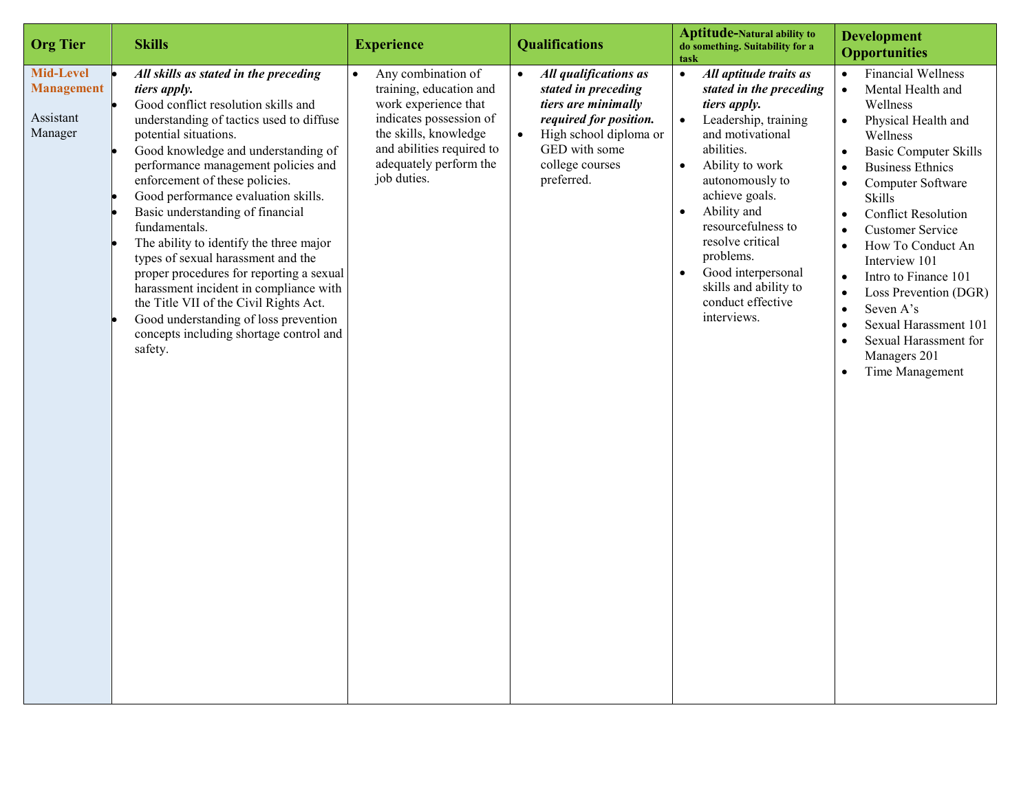| Org Tier | Skills | Experience | Qualifications | Aptitude-Natural ability to do something. Suitability for a task | Development Opportunities |
| --- | --- | --- | --- | --- | --- |
| **Mid-Level Management**<br><br>Assistant Manager | • ***All skills as stated in the preceding tiers apply.***<br>• Good conflict resolution skills and understanding of tactics used to diffuse potential situations.<br>• Good knowledge and understanding of performance management policies and enforcement of these policies.<br>• Good performance evaluation skills.<br>• Basic understanding of financial fundamentals.<br>• The ability to identify the three major types of sexual harassment and the proper procedures for reporting a sexual harassment incident in compliance with the Title VII of the Civil Rights Act.<br>• Good understanding of loss prevention concepts including shortage control and safety. | • Any combination of training, education and work experience that indicates possession of the skills, knowledge and abilities required to adequately perform the job duties. | • ***All qualifications as stated in preceding tiers are minimally required for position.***<br>• High school diploma or GED with some college courses preferred. | • ***All aptitude traits as stated in the preceding tiers apply.***<br>• Leadership, training and motivational abilities.<br>• Ability to work autonomously to achieve goals.<br>• Ability and resourcefulness to resolve critical problems.<br>• Good interpersonal skills and ability to conduct effective interviews. | • Financial Wellness<br>• Mental Health and Wellness<br>• Physical Health and Wellness<br>• Basic Computer Skills<br>• Business Ethnics<br>• Computer Software Skills<br>• Conflict Resolution<br>• Customer Service<br>• How To Conduct An Interview 101<br>• Intro to Finance 101<br>• Loss Prevention (DGR)<br>• Seven A's<br>• Sexual Harassment 101<br>• Sexual Harassment for Managers 201<br>• Time Management |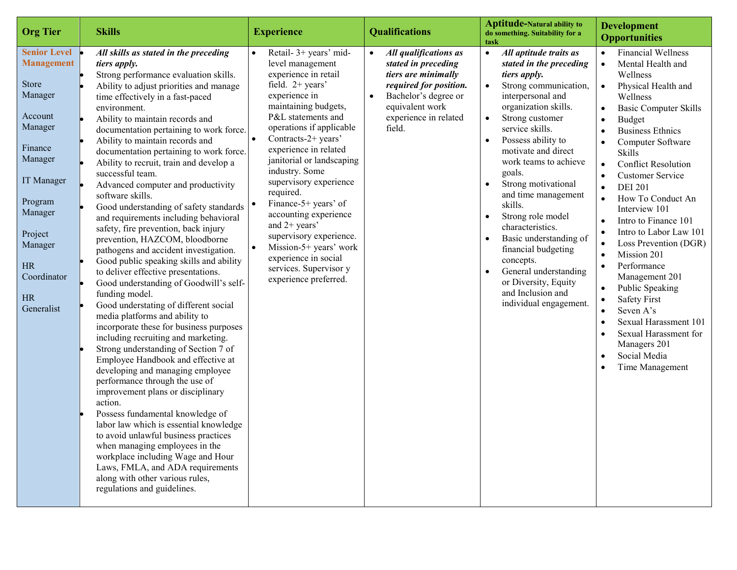| Org Tier | Skills | Experience | Qualifications | Aptitude-Natural ability to do something. Suitability for a task | Development Opportunities |
|---|---|---|---|---|---|
| **Senior Level Management**<br><br>Store Manager<br><br>Account Manager<br><br>Finance Manager<br><br>IT Manager<br><br>Program Manager<br><br>Project Manager<br><br>HR Coordinator<br><br>HR Generalist | • ***All skills as stated in the preceding tiers apply.***<br>• Strong performance evaluation skills.<br>• Ability to adjust priorities and manage time effectively in a fast-paced environment.<br>• Ability to maintain records and documentation pertaining to work force.<br>• Ability to maintain records and documentation pertaining to work force.<br>• Ability to recruit, train and develop a successful team.<br>• Advanced computer and productivity software skills.<br>• Good understanding of safety standards and requirements including behavioral safety, fire prevention, back injury prevention, HAZCOM, bloodborne pathogens and accident investigation.<br>• Good public speaking skills and ability to deliver effective presentations.<br>• Good understanding of Goodwill's self-funding model.<br>• Good understating of different social media platforms and ability to incorporate these for business purposes including recruiting and marketing.<br>• Strong understanding of Section 7 of Employee Handbook and effective at developing and managing employee performance through the use of improvement plans or disciplinary action.<br>• Possess fundamental knowledge of labor law which is essential knowledge to avoid unlawful business practices when managing employees in the workplace including Wage and Hour Laws, FMLA, and ADA requirements along with other various rules, regulations and guidelines. | • Retail- 3+ years' mid-level management experience in retail field. 2+ years' experience in maintaining budgets, P&L statements and operations if applicable<br>• Contracts-2+ years' experience in related janitorial or landscaping industry. Some supervisory experience required.<br>• Finance-5+ years' of accounting experience and 2+ years' supervisory experience.<br>• Mission-5+ years' work experience in social services. Supervisor y experience preferred. | • ***All qualifications as stated in preceding tiers are minimally required for position.***<br>• Bachelor's degree or equivalent work experience in related field. | • ***All aptitude traits as stated in the preceding tiers apply.***<br>• Strong communication, interpersonal and organization skills.<br>• Strong customer service skills.<br>• Possess ability to motivate and direct work teams to achieve goals.<br>• Strong motivational and time management skills.<br>• Strong role model characteristics.<br>• Basic understanding of financial budgeting concepts.<br>• General understanding or Diversity, Equity and Inclusion and individual engagement. | • Financial Wellness<br>• Mental Health and Wellness<br>• Physical Health and Wellness<br>• Basic Computer Skills<br>• Budget<br>• Business Ethnics<br>• Computer Software Skills<br>• Conflict Resolution<br>• Customer Service<br>• DEI 201<br>• How To Conduct An Interview 101<br>• Intro to Finance 101<br>• Intro to Labor Law 101<br>• Loss Prevention (DGR)<br>• Mission 201<br>• Performance Management 201<br>• Public Speaking<br>• Safety First<br>• Seven A's<br>• Sexual Harassment 101<br>• Sexual Harassment for Managers 201<br>• Social Media<br>• Time Management |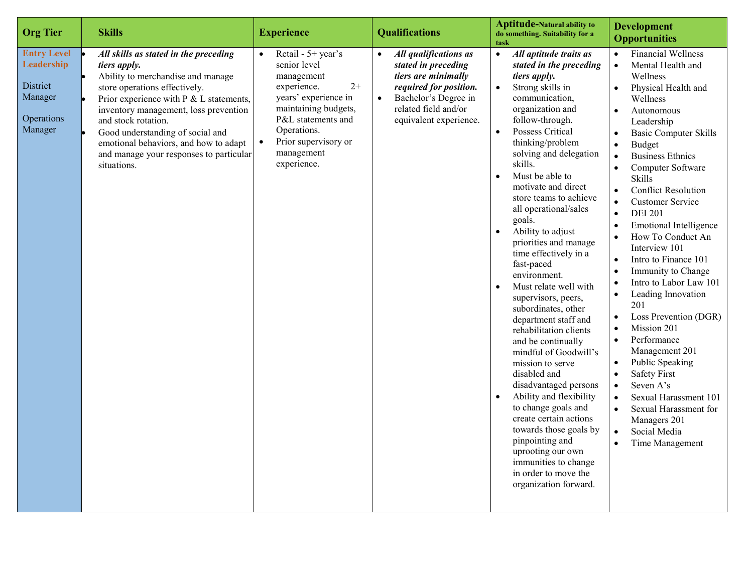| Org Tier | Skills | Experience | Qualifications | Aptitude-Natural ability to do something. Suitability for a task | Development Opportunities |
|---|---|---|---|---|---|
| **Entry Level Leadership**<br><br>District Manager<br><br>Operations Manager | • ***All skills as stated in the preceding tiers apply.***<br>• Ability to merchandise and manage store operations effectively.<br>• Prior experience with P & L statements, inventory management, loss prevention and stock rotation.<br>• Good understanding of social and emotional behaviors, and how to adapt and manage your responses to particular situations. | • Retail - 5+ year's senior level management experience. 2+ years' experience in maintaining budgets, P&L statements and Operations.<br>• Prior supervisory or management experience. | • ***All qualifications as stated in preceding tiers are minimally required for position.***<br>• Bachelor's Degree in related field and/or equivalent experience. | • ***All aptitude traits as stated in the preceding tiers apply.***<br>• Strong skills in communication, organization and follow-through.<br>• Possess Critical thinking/problem solving and delegation skills.<br>• Must be able to motivate and direct store teams to achieve all operational/sales goals.<br>• Ability to adjust priorities and manage time effectively in a fast-paced environment.<br>• Must relate well with supervisors, peers, subordinates, other department staff and rehabilitation clients and be continually mindful of Goodwill's mission to serve disabled and disadvantaged persons<br>• Ability and flexibility to change goals and create certain actions towards those goals by pinpointing and uprooting our own immunities to change in order to move the organization forward. | • Financial Wellness<br>• Mental Health and Wellness<br>• Physical Health and Wellness<br>• Autonomous Leadership<br>• Basic Computer Skills<br>• Budget<br>• Business Ethnics<br>• Computer Software Skills<br>• Conflict Resolution<br>• Customer Service<br>• DEI 201<br>• Emotional Intelligence<br>• How To Conduct An Interview 101<br>• Intro to Finance 101<br>• Immunity to Change<br>• Intro to Labor Law 101<br>• Leading Innovation 201<br>• Loss Prevention (DGR)<br>• Mission 201<br>• Performance Management 201<br>• Public Speaking<br>• Safety First<br>• Seven A's<br>• Sexual Harassment 101<br>• Sexual Harassment for Managers 201<br>• Social Media<br>• Time Management |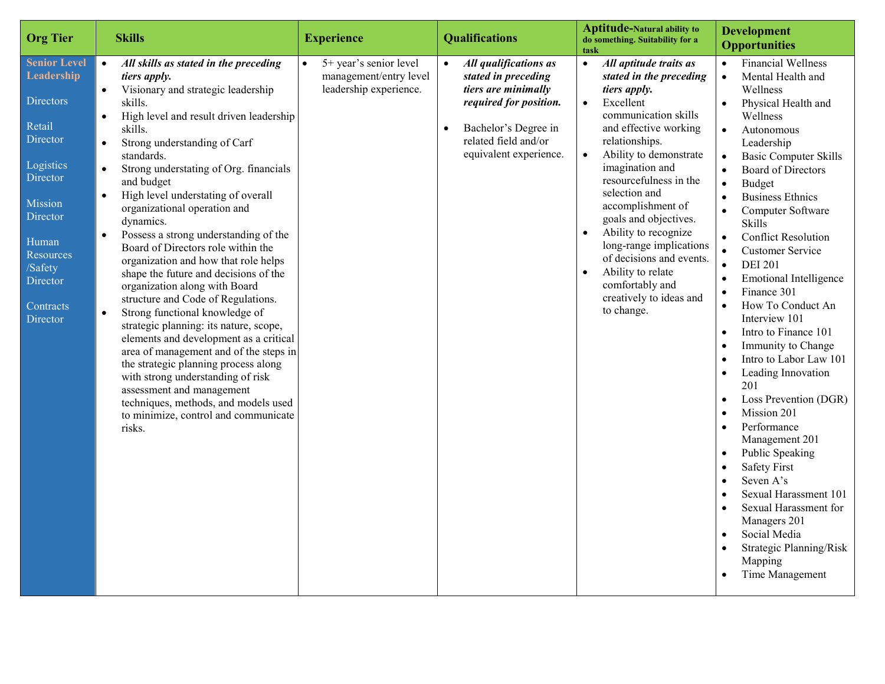| Org Tier | Skills | Experience | Qualifications | Aptitude-Natural ability to do something. Suitability for a task | Development Opportunities |
|---|---|---|---|---|---|
| **Senior Level Leadership**<br><br>Directors<br><br>Retail Director<br><br>Logistics Director<br><br>Mission Director<br><br>Human Resources /Safety Director<br><br>Contracts Director | • ***All skills as stated in the preceding tiers apply.***<br>• Visionary and strategic leadership skills.<br>• High level and result driven leadership skills.<br>• Strong understanding of Carf standards.<br>• Strong understating of Org. financials and budget<br>• High level understating of overall organizational operation and dynamics.<br>• Possess a strong understanding of the Board of Directors role within the organization and how that role helps shape the future and decisions of the organization along with Board structure and Code of Regulations.<br>• Strong functional knowledge of strategic planning: its nature, scope, elements and development as a critical area of management and of the steps in the strategic planning process along with strong understanding of risk assessment and management techniques, methods, and models used to minimize, control and communicate risks. | • 5+ year's senior level management/entry level leadership experience. | • ***All qualifications as stated in preceding tiers are minimally required for position.***<br><br>• Bachelor's Degree in related field and/or equivalent experience. | • ***All aptitude traits as stated in the preceding tiers apply.***<br>• Excellent communication skills and effective working relationships.<br>• Ability to demonstrate imagination and resourcefulness in the selection and accomplishment of goals and objectives.<br>• Ability to recognize long-range implications of decisions and events.<br>• Ability to relate comfortably and creatively to ideas and to change. | • Financial Wellness<br>• Mental Health and Wellness<br>• Physical Health and Wellness<br>• Autonomous Leadership<br>• Basic Computer Skills<br>• Board of Directors<br>• Budget<br>• Business Ethics<br>• Computer Software Skills<br>• Conflict Resolution<br>• Customer Service<br>• DEI 201<br>• Emotional Intelligence<br>• Finance 301<br>• How To Conduct An Interview 101<br>• Intro to Finance 101<br>• Immunity to Change<br>• Intro to Labor Law 101<br>• Leading Innovation 201<br>• Loss Prevention (DGR)<br>• Mission 201<br>• Performance Management 201<br>• Public Speaking<br>• Safety First<br>• Seven A's<br>• Sexual Harassment 101<br>• Sexual Harassment for Managers 201<br>• Social Media<br>• Strategic Planning/Risk Mapping<br>• Time Management |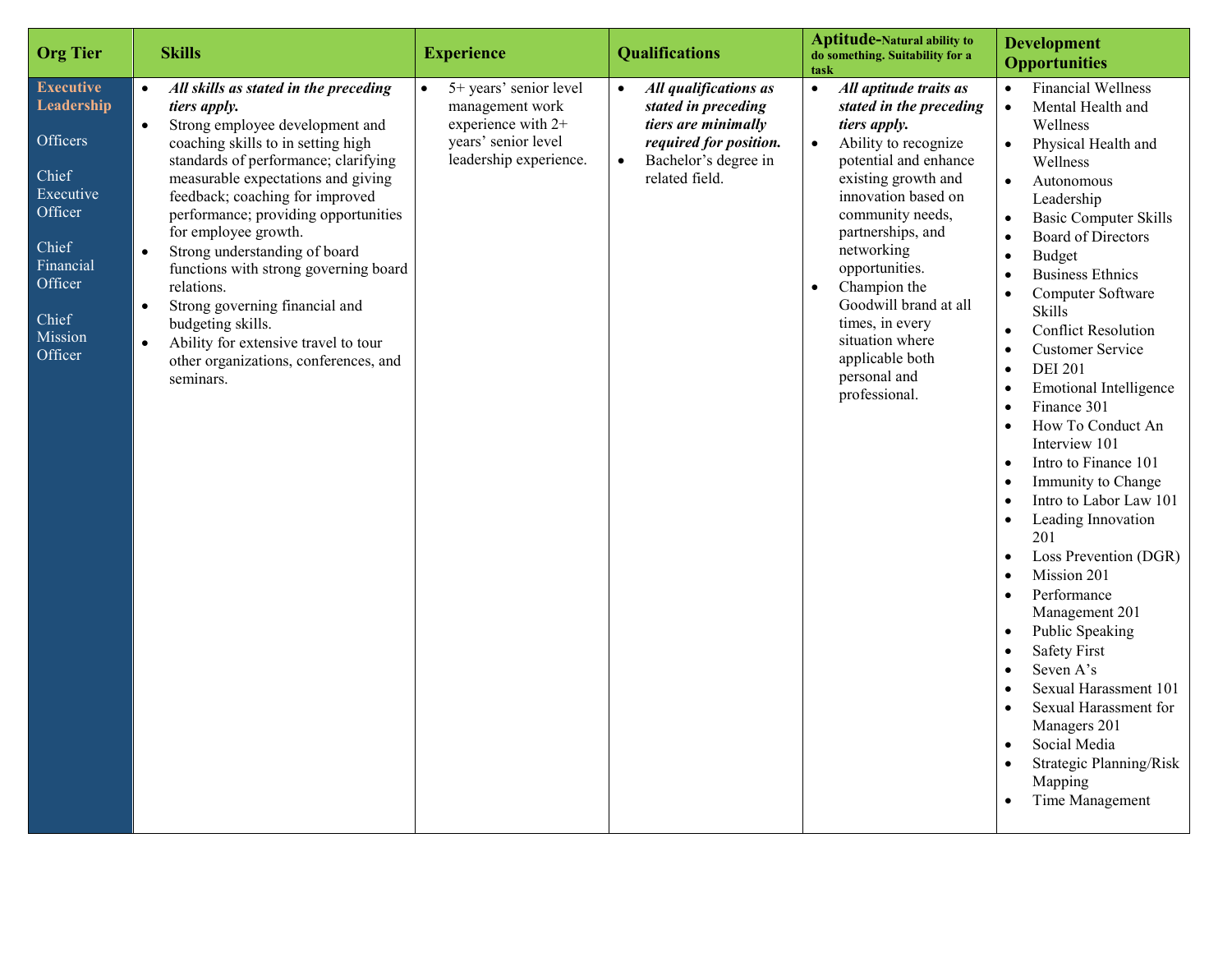| Org Tier | Skills | Experience | Qualifications | Aptitude-Natural ability to do something. Suitability for a task | Development Opportunities |
|---|---|---|---|---|---|
| **Executive Leadership**<br><br>Officers<br><br>Chief Executive Officer<br><br>Chief Financial Officer<br><br>Chief Mission Officer | • ***All skills as stated in the preceding tiers apply.***<br>• Strong employee development and coaching skills to in setting high standards of performance; clarifying measurable expectations and giving feedback; coaching for improved performance; providing opportunities for employee growth.<br>• Strong understanding of board functions with strong governing board relations.<br>• Strong governing financial and budgeting skills.<br>• Ability for extensive travel to tour other organizations, conferences, and seminars. | • 5+ years' senior level management work experience with 2+ years' senior level leadership experience. | • ***All qualifications as stated in preceding tiers are minimally required for position.***<br>• Bachelor's degree in related field. | • ***All aptitude traits as stated in the preceding tiers apply.***<br>• Ability to recognize potential and enhance existing growth and innovation based on community needs, partnerships, and networking opportunities.<br>• Champion the Goodwill brand at all times, in every situation where applicable both personal and professional. | • Financial Wellness<br>• Mental Health and Wellness<br>• Physical Health and Wellness<br>• Autonomous Leadership<br>• Basic Computer Skills<br>• Board of Directors<br>• Budget<br>• Business Ethics<br>• Computer Software Skills<br>• Conflict Resolution<br>• Customer Service<br>• DEI 201<br>• Emotional Intelligence<br>• Finance 301<br>• How To Conduct An Interview 101<br>• Intro to Finance 101<br>• Immunity to Change<br>• Intro to Labor Law 101<br>• Leading Innovation 201<br>• Loss Prevention (DGR)<br>• Mission 201<br>• Performance Management 201<br>• Public Speaking<br>• Safety First<br>• Seven A's<br>• Sexual Harassment 101<br>• Sexual Harassment for Managers 201<br>• Social Media<br>• Strategic Planning/Risk Mapping<br>• Time Management |